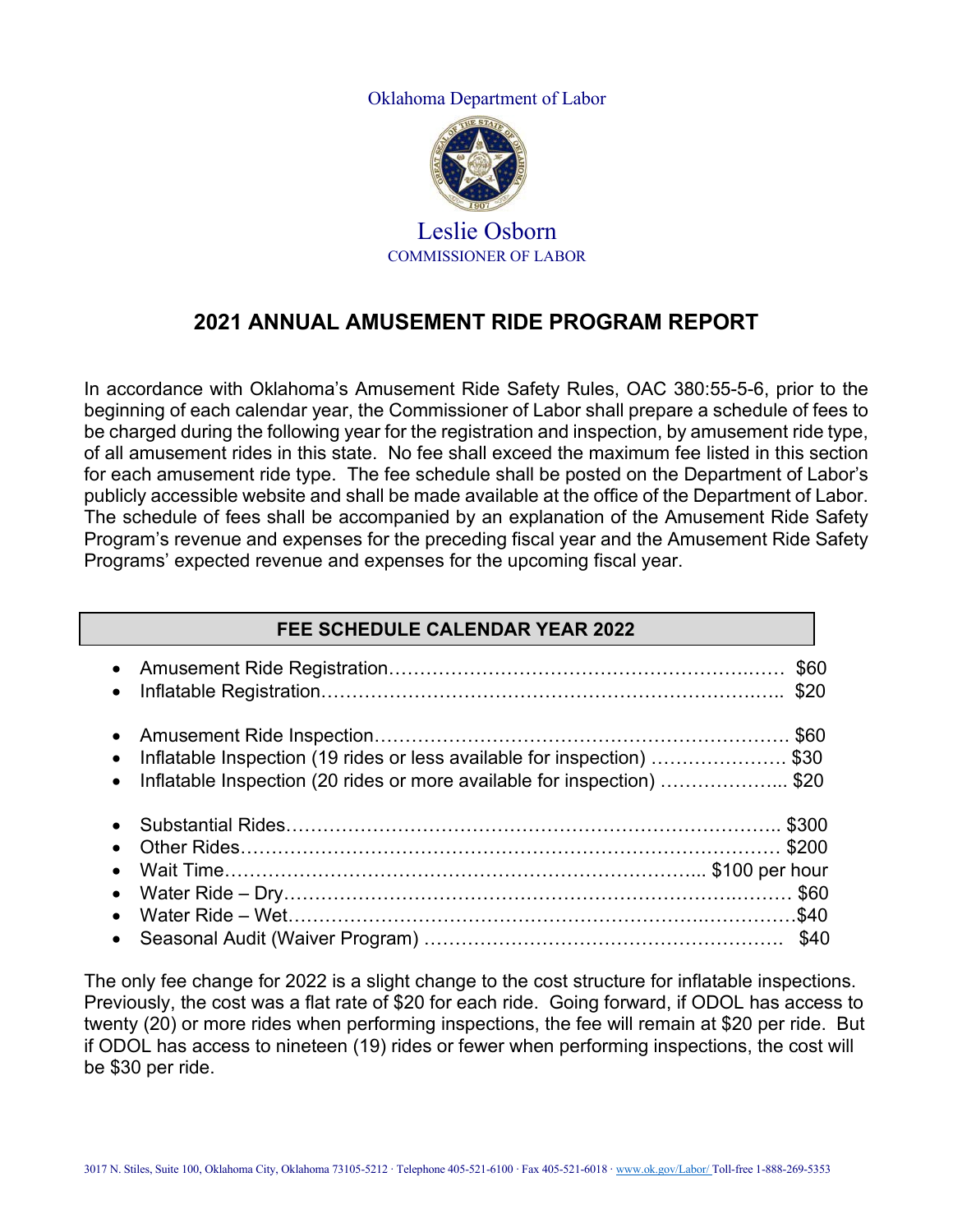Oklahoma Department of Labor

Leslie Osborn
COMMISSIONER OF LABOR

# 2021 ANNUAL AMUSEMENT RIDE PROGRAM REPORT

In accordance with Oklahoma's Amusement Ride Safety Rules, OAC 380:55-5-6, prior to the beginning of each calendar year, the Commissioner of Labor shall prepare a schedule of fees to be charged during the following year for the registration and inspection, by amusement ride type, of all amusement rides in this state. No fee shall exceed the maximum fee listed in this section for each amusement ride type. The fee schedule shall be posted on the Department of Labor's publicly accessible website and shall be made available at the office of the Department of Labor. The schedule of fees shall be accompanied by an explanation of the Amusement Ride Safety Program's revenue and expenses for the preceding fiscal year and the Amusement Ride Safety Programs' expected revenue and expenses for the upcoming fiscal year.

## FEE SCHEDULE CALENDAR YEAR 2022

- Amusement Ride Registration………………………………………………… $60
- Inflatable Registration……………………………………………………… $20

- Amusement Ride Inspection………………………………………………… $60
- Inflatable Inspection (19 rides or less available for inspection) ………………… $30
- Inflatable Inspection (20 rides or more available for inspection) ……………….. $20

- Substantial Rides………………………………………………………………. $300
- Other Rides……………………………………………………………………… $200
- Wait Time………………………………………………………………….. $100 per hour
- Water Ride – Dry……………………………………………………………… $60
- Water Ride – Wet……………………………………………………………….$40
- Seasonal Audit (Waiver Program) ……………………………………………. $40

The only fee change for 2022 is a slight change to the cost structure for inflatable inspections. Previously, the cost was a flat rate of $20 for each ride. Going forward, if ODOL has access to twenty (20) or more rides when performing inspections, the fee will remain at $20 per ride. But if ODOL has access to nineteen (19) rides or fewer when performing inspections, the cost will be $30 per ride.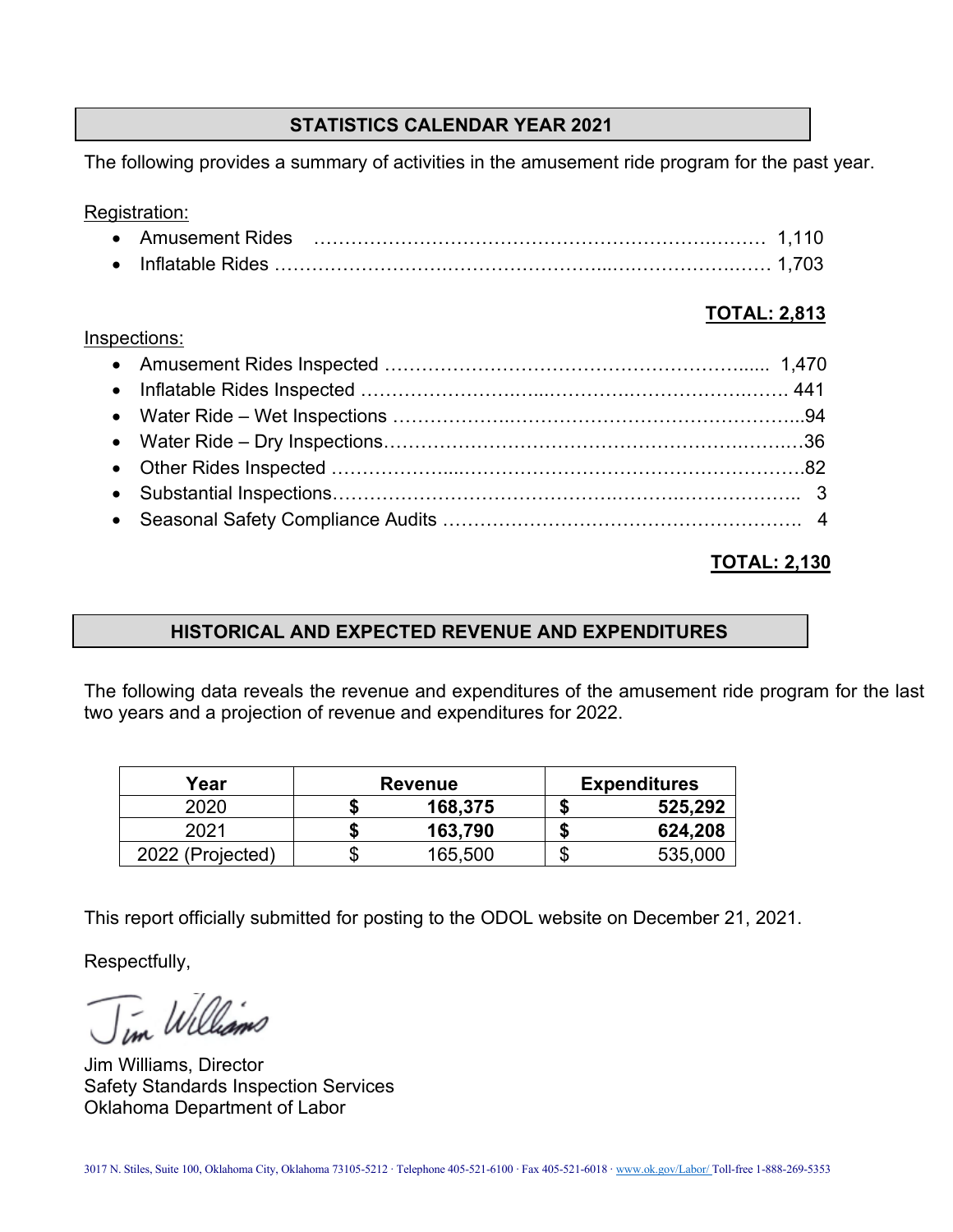## STATISTICS CALENDAR YEAR 2021

The following provides a summary of activities in the amusement ride program for the past year.

Registration:

- Amusement Rides …………………………………………………………… 1,110
- Inflatable Rides …………………………………………………………… 1,703

**TOTAL: 2,813**

Inspections:

- Amusement Rides Inspected ………………………………………………… 1,470
- Inflatable Rides Inspected ………………………………………………… 441
- Water Ride – Wet Inspections ……………………………………………… 94
- Water Ride – Dry Inspections……………………………………………… 36
- Other Rides Inspected ……………………………………………………… 82
- Substantial Inspections…………………………………………………… 3
- Seasonal Safety Compliance Audits ……………………………………… 4

**TOTAL: 2,130**

## HISTORICAL AND EXPECTED REVENUE AND EXPENDITURES

The following data reveals the revenue and expenditures of the amusement ride program for the last two years and a projection of revenue and expenditures for 2022.

| Year | Revenue | Expenditures |
|---|---|---|
| 2020 | **$ 168,375** | **$ 525,292** |
| 2021 | **$ 163,790** | **$ 624,208** |
| 2022 (Projected) | $ 165,500 | $ 535,000 |

This report officially submitted for posting to the ODOL website on December 21, 2021.

Respectfully,

Jim Williams

Jim Williams, Director
Safety Standards Inspection Services
Oklahoma Department of Labor

3017 N. Stiles, Suite 100, Oklahoma City, Oklahoma 73105-5212 · Telephone 405-521-6100 · Fax 405-521-6018 · www.ok.gov/Labor/ Toll-free 1-888-269-5353